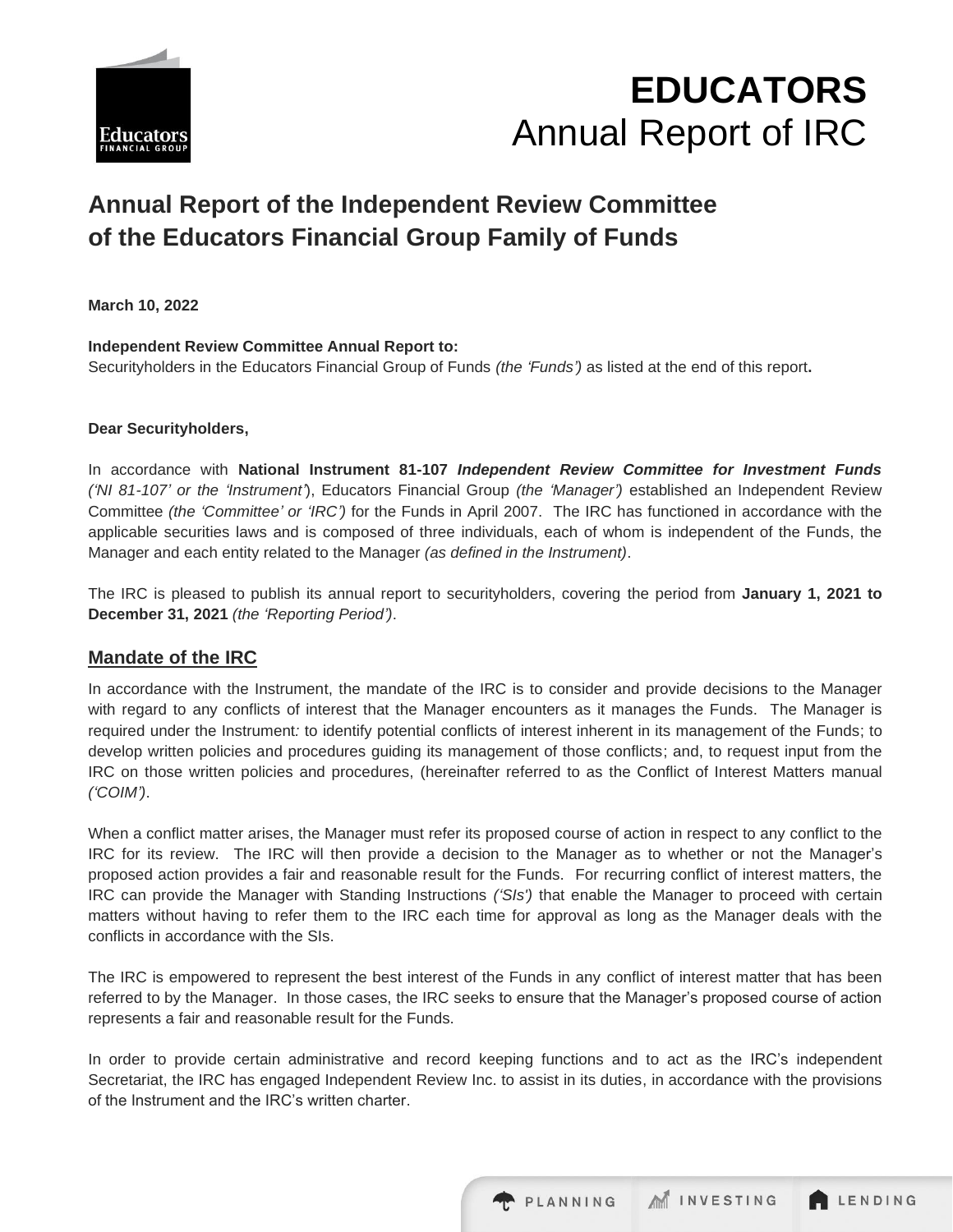# EDUCATORS

Annual Report of IRC

## Annual Report of the Independent Review Committee of the Educators Financial Group Family of Funds

**March 10, 2022**

**Independent Review Committee Annual Report to:**
Securityholders in the Educators Financial Group of Funds *(the 'Funds')* as listed at the end of this report**.**

**Dear Securityholders,**

In accordance with **National Instrument 81-107** ***Independent Review Committee for Investment Funds*** *('NI 81-107' or the 'Instrument'*), Educators Financial Group *(the 'Manager')* established an Independent Review Committee *(the 'Committee' or 'IRC')* for the Funds in April 2007. The IRC has functioned in accordance with the applicable securities laws and is composed of three individuals, each of whom is independent of the Funds, the Manager and each entity related to the Manager *(as defined in the Instrument)*.

The IRC is pleased to publish its annual report to securityholders, covering the period from **January 1, 2021 to December 31, 2021** *(the 'Reporting Period')*.

### Mandate of the IRC

In accordance with the Instrument, the mandate of the IRC is to consider and provide decisions to the Manager with regard to any conflicts of interest that the Manager encounters as it manages the Funds. The Manager is required under the Instrument*:* to identify potential conflicts of interest inherent in its management of the Funds; to develop written policies and procedures guiding its management of those conflicts; and, to request input from the IRC on those written policies and procedures, (hereinafter referred to as the Conflict of Interest Matters manual *('COIM')*.

When a conflict matter arises, the Manager must refer its proposed course of action in respect to any conflict to the IRC for its review. The IRC will then provide a decision to the Manager as to whether or not the Manager's proposed action provides a fair and reasonable result for the Funds. For recurring conflict of interest matters, the IRC can provide the Manager with Standing Instructions *('SIs')* that enable the Manager to proceed with certain matters without having to refer them to the IRC each time for approval as long as the Manager deals with the conflicts in accordance with the SIs.

The IRC is empowered to represent the best interest of the Funds in any conflict of interest matter that has been referred to by the Manager. In those cases, the IRC seeks to ensure that the Manager's proposed course of action represents a fair and reasonable result for the Funds.

In order to provide certain administrative and record keeping functions and to act as the IRC's independent Secretariat, the IRC has engaged Independent Review Inc. to assist in its duties, in accordance with the provisions of the Instrument and the IRC's written charter.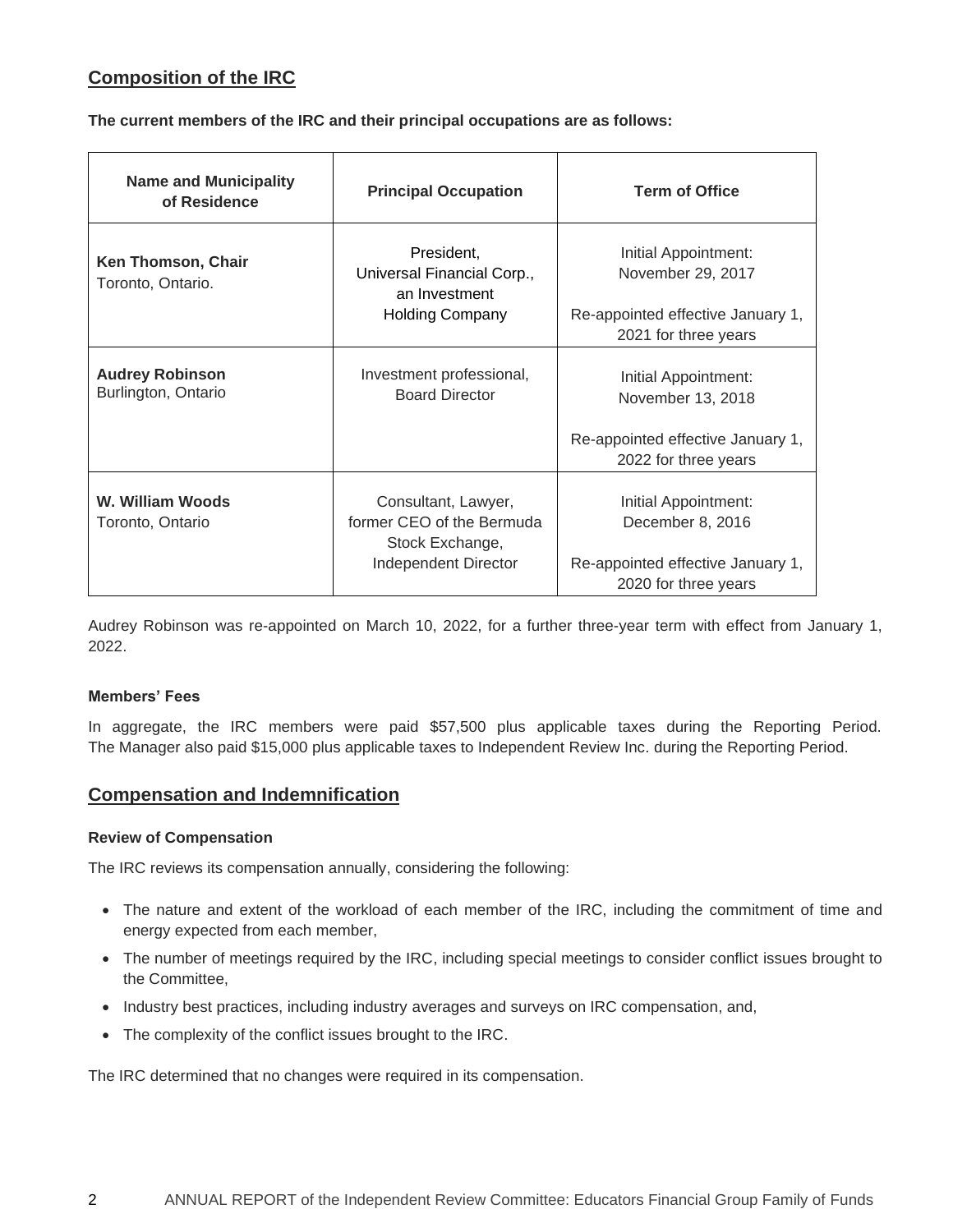## Composition of the IRC

**The current members of the IRC and their principal occupations are as follows:**

| Name and Municipality of Residence | Principal Occupation | Term of Office |
|---|---|---|
| **Ken Thomson, Chair** Toronto, Ontario. | President, Universal Financial Corp., an Investment Holding Company | Initial Appointment: November 29, 2017<br><br>Re-appointed effective January 1, 2021 for three years |
| **Audrey Robinson** Burlington, Ontario | Investment professional, Board Director | Initial Appointment: November 13, 2018<br><br>Re-appointed effective January 1, 2022 for three years |
| **W. William Woods** Toronto, Ontario | Consultant, Lawyer, former CEO of the Bermuda Stock Exchange, Independent Director | Initial Appointment: December 8, 2016<br><br>Re-appointed effective January 1, 2020 for three years |

Audrey Robinson was re-appointed on March 10, 2022, for a further three-year term with effect from January 1, 2022.

### Members' Fees

In aggregate, the IRC members were paid $57,500 plus applicable taxes during the Reporting Period. The Manager also paid $15,000 plus applicable taxes to Independent Review Inc. during the Reporting Period.

## Compensation and Indemnification

### Review of Compensation

The IRC reviews its compensation annually, considering the following:

- The nature and extent of the workload of each member of the IRC, including the commitment of time and energy expected from each member,
- The number of meetings required by the IRC, including special meetings to consider conflict issues brought to the Committee,
- Industry best practices, including industry averages and surveys on IRC compensation, and,
- The complexity of the conflict issues brought to the IRC.

The IRC determined that no changes were required in its compensation.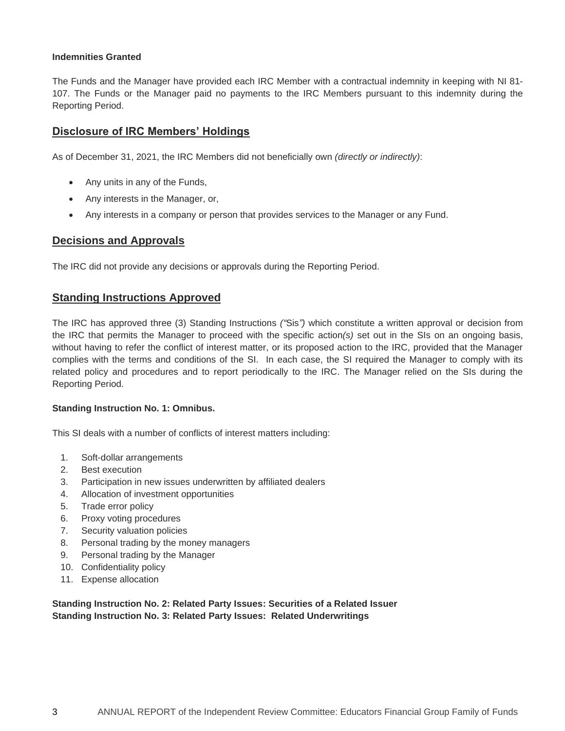**Indemnities Granted**

The Funds and the Manager have provided each IRC Member with a contractual indemnity in keeping with NI 81-107. The Funds or the Manager paid no payments to the IRC Members pursuant to this indemnity during the Reporting Period.

## Disclosure of IRC Members' Holdings

As of December 31, 2021, the IRC Members did not beneficially own *(directly or indirectly)*:

- Any units in any of the Funds,
- Any interests in the Manager, or,
- Any interests in a company or person that provides services to the Manager or any Fund.

## Decisions and Approvals

The IRC did not provide any decisions or approvals during the Reporting Period.

## Standing Instructions Approved

The IRC has approved three (3) Standing Instructions *("*Sis*")* which constitute a written approval or decision from the IRC that permits the Manager to proceed with the specific action*(s)* set out in the SIs on an ongoing basis, without having to refer the conflict of interest matter, or its proposed action to the IRC, provided that the Manager complies with the terms and conditions of the SI. In each case, the SI required the Manager to comply with its related policy and procedures and to report periodically to the IRC. The Manager relied on the SIs during the Reporting Period.

**Standing Instruction No. 1: Omnibus.**

This SI deals with a number of conflicts of interest matters including:

1. Soft-dollar arrangements
2. Best execution
3. Participation in new issues underwritten by affiliated dealers
4. Allocation of investment opportunities
5. Trade error policy
6. Proxy voting procedures
7. Security valuation policies
8. Personal trading by the money managers
9. Personal trading by the Manager
10. Confidentiality policy
11. Expense allocation

**Standing Instruction No. 2: Related Party Issues: Securities of a Related Issuer**
**Standing Instruction No. 3: Related Party Issues: Related Underwritings**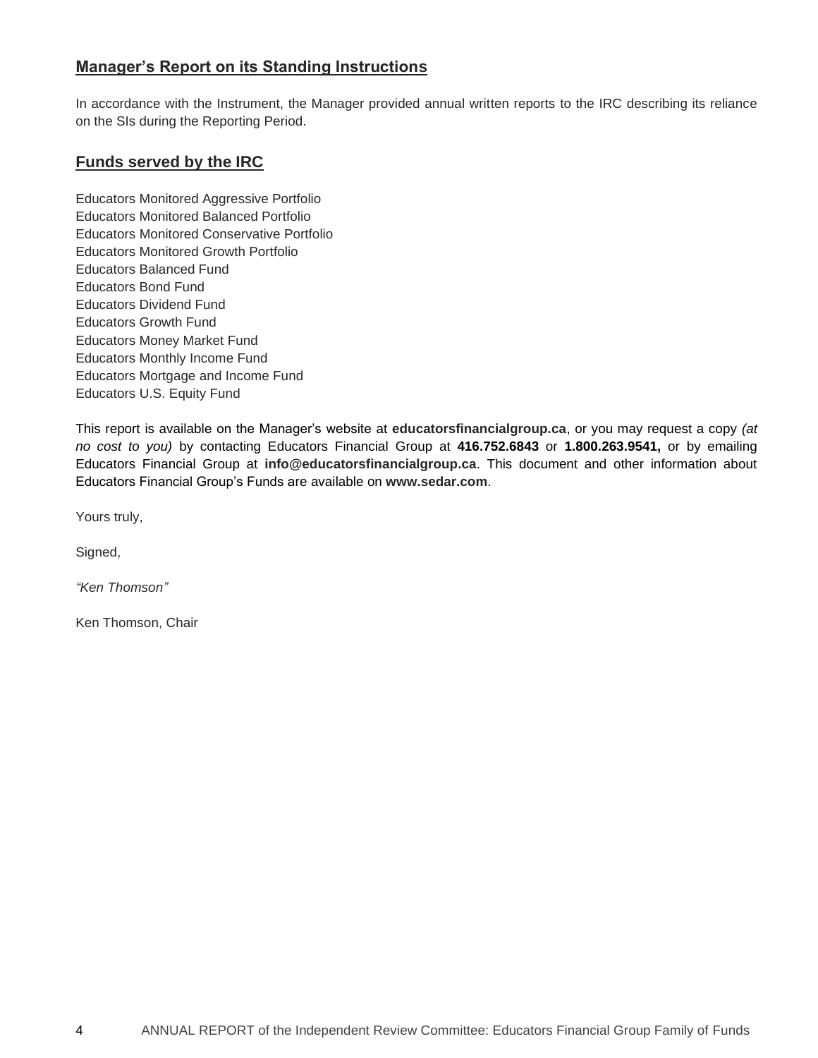## Manager's Report on its Standing Instructions

In accordance with the Instrument, the Manager provided annual written reports to the IRC describing its reliance on the SIs during the Reporting Period.

## Funds served by the IRC

Educators Monitored Aggressive Portfolio
Educators Monitored Balanced Portfolio
Educators Monitored Conservative Portfolio
Educators Monitored Growth Portfolio
Educators Balanced Fund
Educators Bond Fund
Educators Dividend Fund
Educators Growth Fund
Educators Money Market Fund
Educators Monthly Income Fund
Educators Mortgage and Income Fund
Educators U.S. Equity Fund

This report is available on the Manager's website at **educatorsfinancialgroup.ca**, or you may request a copy *(at no cost to you)* by contacting Educators Financial Group at **416.752.6843** or **1.800.263.9541,** or by emailing Educators Financial Group at **info@educatorsfinancialgroup.ca**. This document and other information about Educators Financial Group's Funds are available on **www.sedar.com**.

Yours truly,

Signed,

*"Ken Thomson"*

Ken Thomson, Chair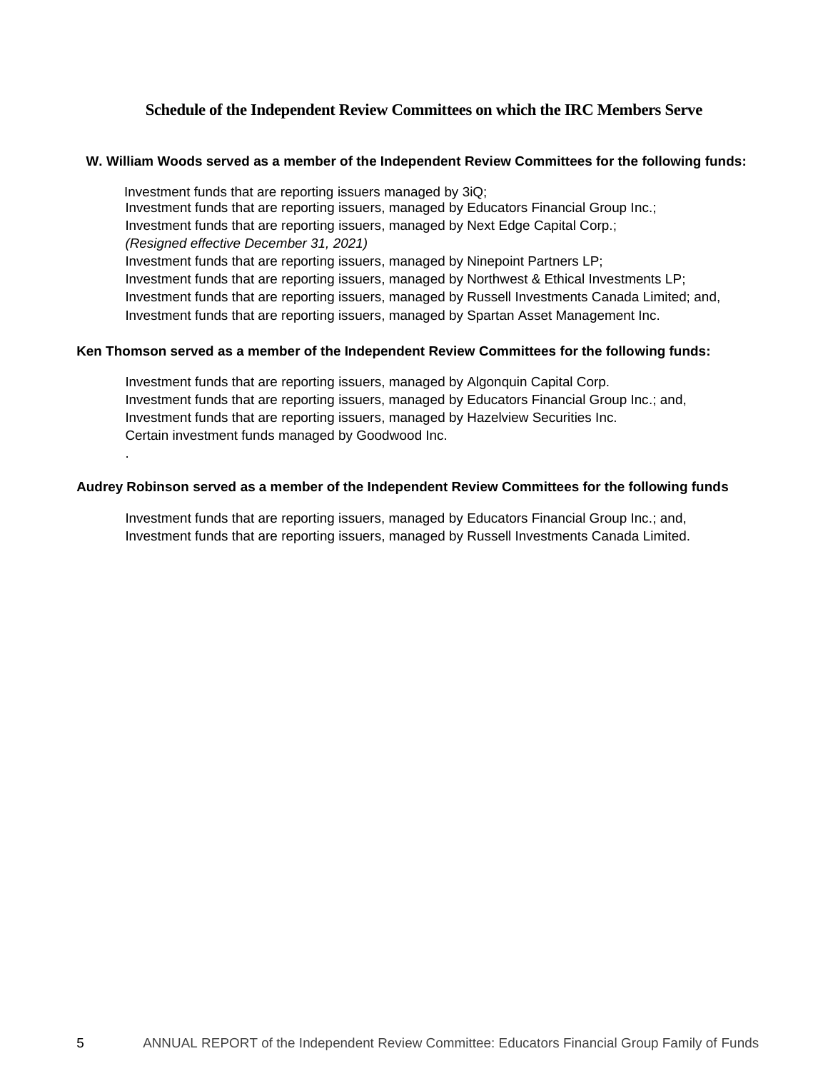## Schedule of the Independent Review Committees on which the IRC Members Serve

**W. William Woods served as a member of the Independent Review Committees for the following funds:**

Investment funds that are reporting issuers managed by 3iQ;
Investment funds that are reporting issuers, managed by Educators Financial Group Inc.;
Investment funds that are reporting issuers, managed by Next Edge Capital Corp.;
*(Resigned effective December 31, 2021)*
Investment funds that are reporting issuers, managed by Ninepoint Partners LP;
Investment funds that are reporting issuers, managed by Northwest & Ethical Investments LP;
Investment funds that are reporting issuers, managed by Russell Investments Canada Limited; and,
Investment funds that are reporting issuers, managed by Spartan Asset Management Inc.

**Ken Thomson served as a member of the Independent Review Committees for the following funds:**

Investment funds that are reporting issuers, managed by Algonquin Capital Corp.
Investment funds that are reporting issuers, managed by Educators Financial Group Inc.; and,
Investment funds that are reporting issuers, managed by Hazelview Securities Inc.
Certain investment funds managed by Goodwood Inc.
.

**Audrey Robinson served as a member of the Independent Review Committees for the following funds**

Investment funds that are reporting issuers, managed by Educators Financial Group Inc.; and,
Investment funds that are reporting issuers, managed by Russell Investments Canada Limited.